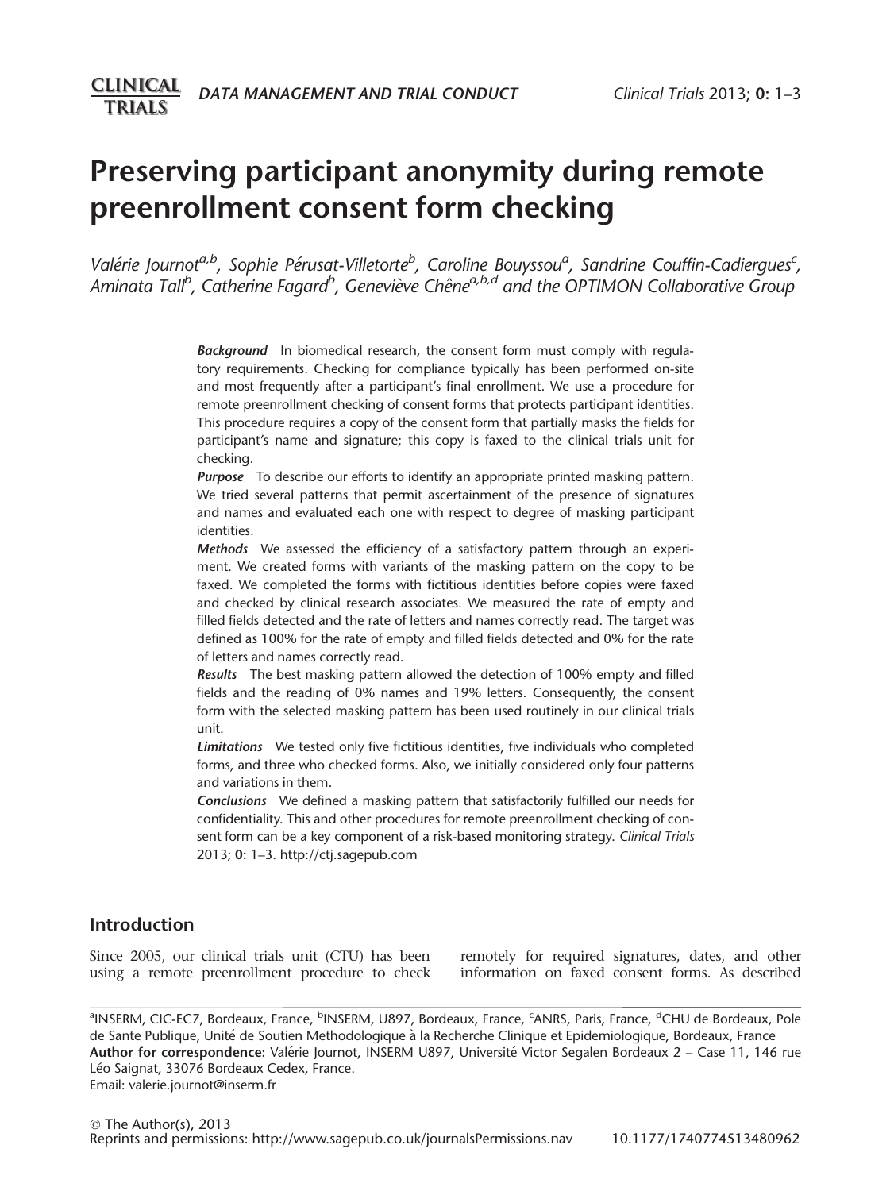# Preserving participant anonymity during remote preenrollment consent form checking

*Valérie Journot[a,b], Sophie Pérusat-Villetorte[b], Caroline Bouyssou[a], Sandrine Couffin-Cadiergues[c], Aminata Tall[b], Catherine Fagard[b], Geneviève Chêne[a,b,d] and the OPTIMON Collaborative Group*

***Background*** In biomedical research, the consent form must comply with regulatory requirements. Checking for compliance typically has been performed on-site and most frequently after a participant's final enrollment. We use a procedure for remote preenrollment checking of consent forms that protects participant identities. This procedure requires a copy of the consent form that partially masks the fields for participant's name and signature; this copy is faxed to the clinical trials unit for checking.

***Purpose*** To describe our efforts to identify an appropriate printed masking pattern. We tried several patterns that permit ascertainment of the presence of signatures and names and evaluated each one with respect to degree of masking participant identities.

***Methods*** We assessed the efficiency of a satisfactory pattern through an experiment. We created forms with variants of the masking pattern on the copy to be faxed. We completed the forms with fictitious identities before copies were faxed and checked by clinical research associates. We measured the rate of empty and filled fields detected and the rate of letters and names correctly read. The target was defined as 100% for the rate of empty and filled fields detected and 0% for the rate of letters and names correctly read.

***Results*** The best masking pattern allowed the detection of 100% empty and filled fields and the reading of 0% names and 19% letters. Consequently, the consent form with the selected masking pattern has been used routinely in our clinical trials unit.

***Limitations*** We tested only five fictitious identities, five individuals who completed forms, and three who checked forms. Also, we initially considered only four patterns and variations in them.

***Conclusions*** We defined a masking pattern that satisfactorily fulfilled our needs for confidentiality. This and other procedures for remote preenrollment checking of consent form can be a key component of a risk-based monitoring strategy. *Clinical Trials* 2013; **0:** 1–3. http://ctj.sagepub.com

## Introduction

Since 2005, our clinical trials unit (CTU) has been using a remote preenrollment procedure to check remotely for required signatures, dates, and other information on faxed consent forms. As described

[a]INSERM, CIC-EC7, Bordeaux, France, [b]INSERM, U897, Bordeaux, France, [c]ANRS, Paris, France, [d]CHU de Bordeaux, Pole de Sante Publique, Unité de Soutien Methodologique à la Recherche Clinique et Epidemiologique, Bordeaux, France
**Author for correspondence:** Valérie Journot, INSERM U897, Université Victor Segalen Bordeaux 2 – Case 11, 146 rue Léo Saignat, 33076 Bordeaux Cedex, France.
Email: valerie.journot@inserm.fr

© The Author(s), 2013
Reprints and permissions: http://www.sagepub.co.uk/journalsPermissions.nav 10.1177/1740774513480962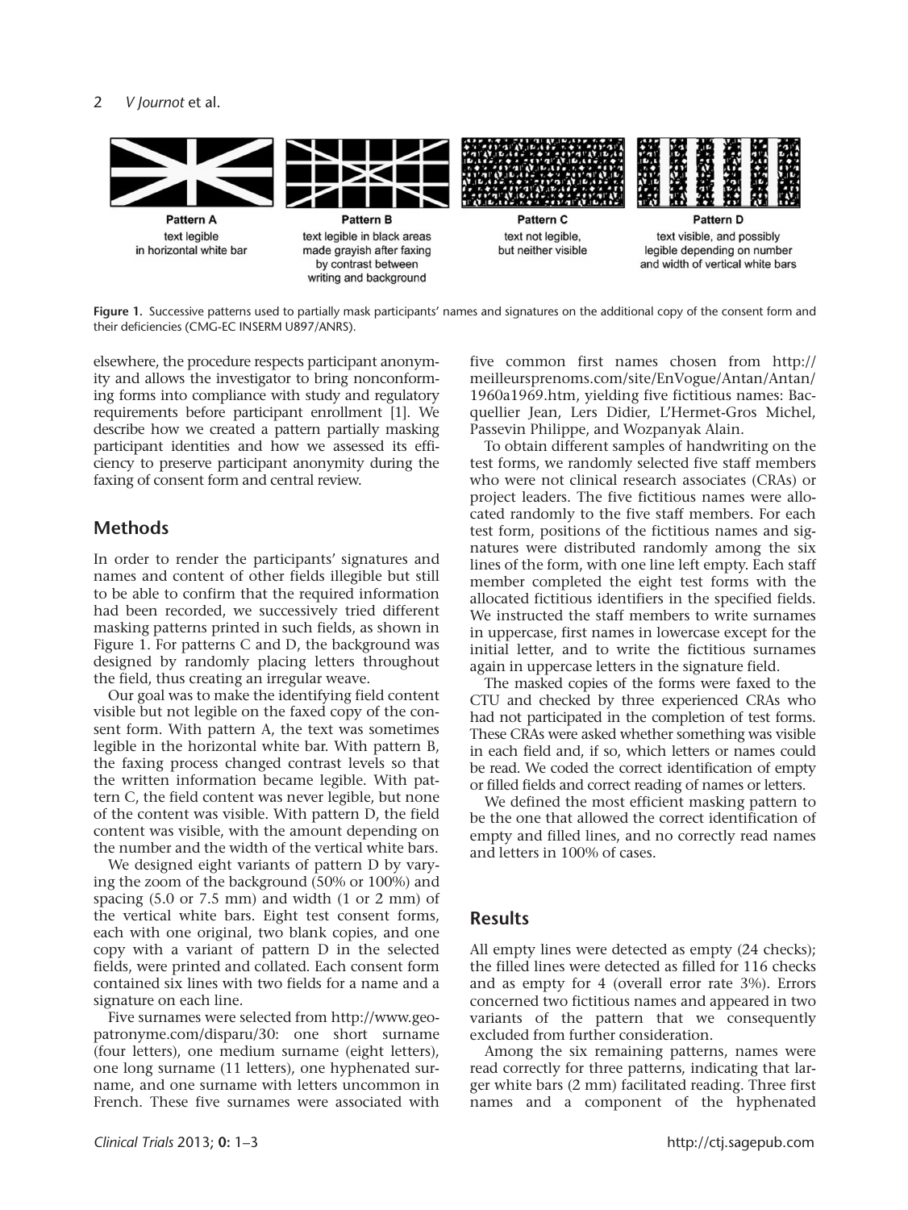Pattern A
text legible
in horizontal white bar

Pattern B
text legible in black areas
made grayish after faxing
by contrast between
writing and background

Pattern C
text not legible,
but neither visible

Pattern D
text visible, and possibly
legible depending on number
and width of vertical white bars

**Figure 1.** Successive patterns used to partially mask participants' names and signatures on the additional copy of the consent form and their deficiencies (CMG-EC INSERM U897/ANRS).

elsewhere, the procedure respects participant anonymity and allows the investigator to bring nonconforming forms into compliance with study and regulatory requirements before participant enrollment [1]. We describe how we created a pattern partially masking participant identities and how we assessed its efficiency to preserve participant anonymity during the faxing of consent form and central review.

## Methods

In order to render the participants' signatures and names and content of other fields illegible but still to be able to confirm that the required information had been recorded, we successively tried different masking patterns printed in such fields, as shown in Figure 1. For patterns C and D, the background was designed by randomly placing letters throughout the field, thus creating an irregular weave.

Our goal was to make the identifying field content visible but not legible on the faxed copy of the consent form. With pattern A, the text was sometimes legible in the horizontal white bar. With pattern B, the faxing process changed contrast levels so that the written information became legible. With pattern C, the field content was never legible, but none of the content was visible. With pattern D, the field content was visible, with the amount depending on the number and the width of the vertical white bars.

We designed eight variants of pattern D by varying the zoom of the background (50% or 100%) and spacing (5.0 or 7.5 mm) and width (1 or 2 mm) of the vertical white bars. Eight test consent forms, each with one original, two blank copies, and one copy with a variant of pattern D in the selected fields, were printed and collated. Each consent form contained six lines with two fields for a name and a signature on each line.

Five surnames were selected from http://www.geopatronyme.com/disparu/30: one short surname (four letters), one medium surname (eight letters), one long surname (11 letters), one hyphenated surname, and one surname with letters uncommon in French. These five surnames were associated with five common first names chosen from http://meilleursprenoms.com/site/EnVogue/Antan/Antan/1960a1969.htm, yielding five fictitious names: Bacquellier Jean, Lers Didier, L'Hermet-Gros Michel, Passevin Philippe, and Wozpanyak Alain.

To obtain different samples of handwriting on the test forms, we randomly selected five staff members who were not clinical research associates (CRAs) or project leaders. The five fictitious names were allocated randomly to the five staff members. For each test form, positions of the fictitious names and signatures were distributed randomly among the six lines of the form, with one line left empty. Each staff member completed the eight test forms with the allocated fictitious identifiers in the specified fields. We instructed the staff members to write surnames in uppercase, first names in lowercase except for the initial letter, and to write the fictitious surnames again in uppercase letters in the signature field.

The masked copies of the forms were faxed to the CTU and checked by three experienced CRAs who had not participated in the completion of test forms. These CRAs were asked whether something was visible in each field and, if so, which letters or names could be read. We coded the correct identification of empty or filled fields and correct reading of names or letters.

We defined the most efficient masking pattern to be the one that allowed the correct identification of empty and filled lines, and no correctly read names and letters in 100% of cases.

## Results

All empty lines were detected as empty (24 checks); the filled lines were detected as filled for 116 checks and as empty for 4 (overall error rate 3%). Errors concerned two fictitious names and appeared in two variants of the pattern that we consequently excluded from further consideration.

Among the six remaining patterns, names were read correctly for three patterns, indicating that larger white bars (2 mm) facilitated reading. Three first names and a component of the hyphenated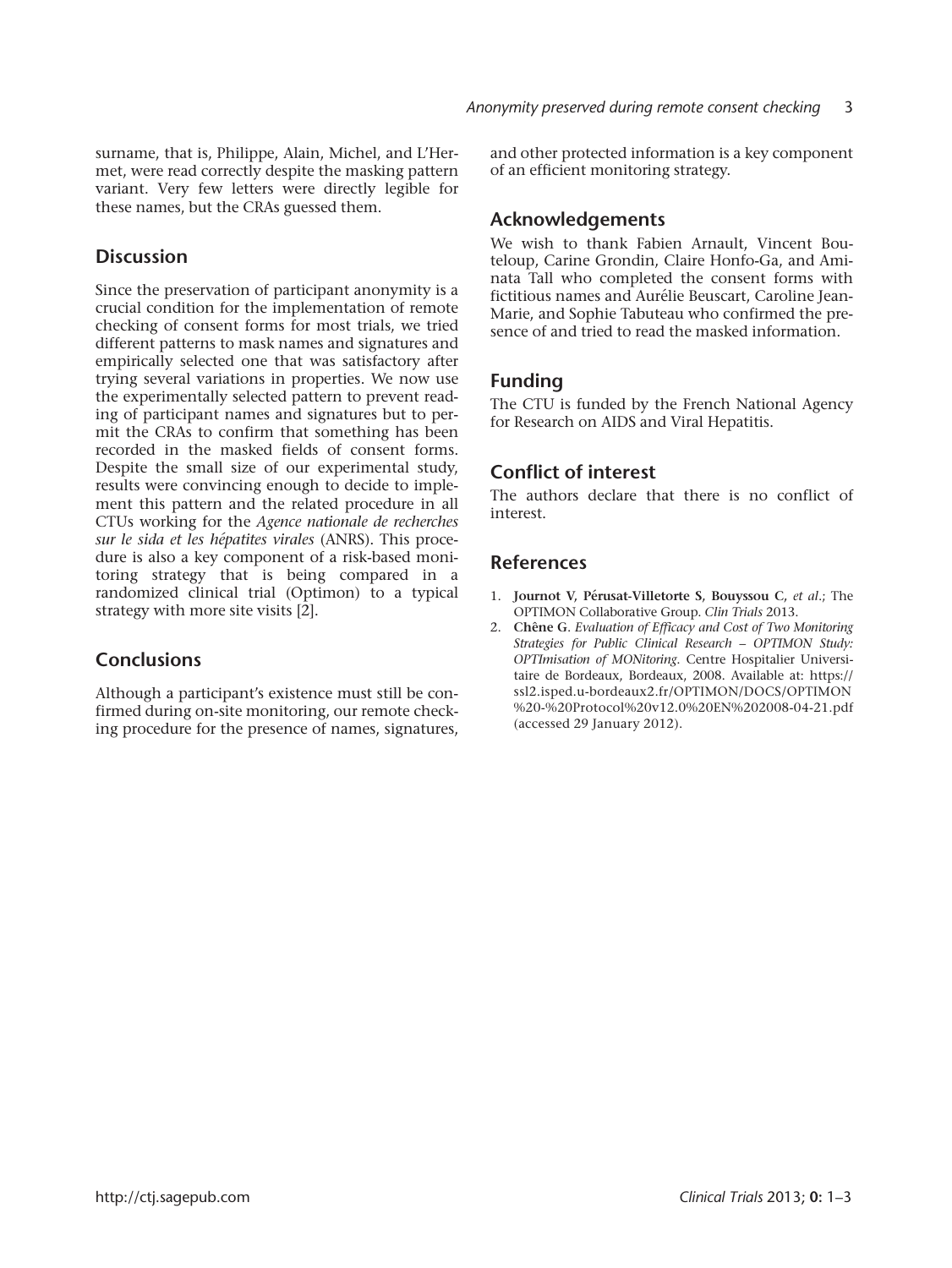surname, that is, Philippe, Alain, Michel, and L'Hermet, were read correctly despite the masking pattern variant. Very few letters were directly legible for these names, but the CRAs guessed them.

## Discussion

Since the preservation of participant anonymity is a crucial condition for the implementation of remote checking of consent forms for most trials, we tried different patterns to mask names and signatures and empirically selected one that was satisfactory after trying several variations in properties. We now use the experimentally selected pattern to prevent reading of participant names and signatures but to permit the CRAs to confirm that something has been recorded in the masked fields of consent forms. Despite the small size of our experimental study, results were convincing enough to decide to implement this pattern and the related procedure in all CTUs working for the *Agence nationale de recherches sur le sida et les hépatites virales* (ANRS). This procedure is also a key component of a risk-based monitoring strategy that is being compared in a randomized clinical trial (Optimon) to a typical strategy with more site visits [2].

## Conclusions

Although a participant's existence must still be confirmed during on-site monitoring, our remote checking procedure for the presence of names, signatures, and other protected information is a key component of an efficient monitoring strategy.

## Acknowledgements

We wish to thank Fabien Arnault, Vincent Bouteloup, Carine Grondin, Claire Honfo-Ga, and Aminata Tall who completed the consent forms with fictitious names and Aurélie Beuscart, Caroline Jean-Marie, and Sophie Tabuteau who confirmed the presence of and tried to read the masked information.

## Funding

The CTU is funded by the French National Agency for Research on AIDS and Viral Hepatitis.

## Conflict of interest

The authors declare that there is no conflict of interest.

## References

1. **Journot V, Pérusat-Villetorte S, Bouyssou C,** *et al*.; The OPTIMON Collaborative Group. *Clin Trials* 2013.
2. **Chêne G**. *Evaluation of Efficacy and Cost of Two Monitoring Strategies for Public Clinical Research – OPTIMON Study: OPTImisation of MONitoring*. Centre Hospitalier Universitaire de Bordeaux, Bordeaux, 2008. Available at: https://ssl2.isped.u-bordeaux2.fr/OPTIMON/DOCS/OPTIMON%20-%20Protocol%20v12.0%20EN%202008-04-21.pdf (accessed 29 January 2012).